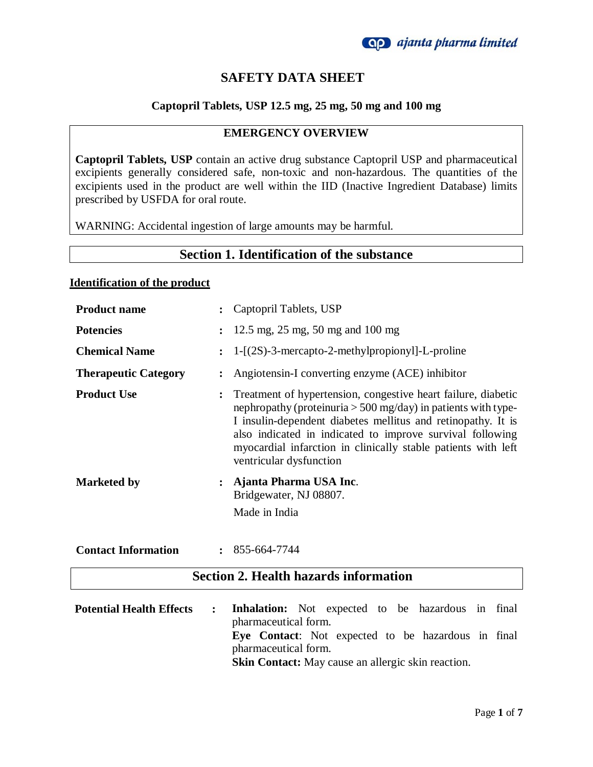# SAFETY DATA SHEET

**Captopril Tablets, USP 12.5 mg, 25 mg, 50 mg and 100 mg**

## EMERGENCY OVERVIEW

**Captopril Tablets, USP** contain an active drug substance Captopril USP and pharmaceutical excipients generally considered safe, non-toxic and non-hazardous. The quantities of the excipients used in the product are well within the IID (Inactive Ingredient Database) limits prescribed by USFDA for oral route.

WARNING: Accidental ingestion of large amounts may be harmful.

## Section 1. Identification of the substance

### Identification of the product

**Product name** : Captopril Tablets, USP

**Potencies** : 12.5 mg, 25 mg, 50 mg and 100 mg

**Chemical Name** : 1-[(2S)-3-mercapto-2-methylpropionyl]-L-proline

**Therapeutic Category** : Angiotensin-I converting enzyme (ACE) inhibitor

**Product Use** : Treatment of hypertension, congestive heart failure, diabetic nephropathy (proteinuria > 500 mg/day) in patients with type-I insulin-dependent diabetes mellitus and retinopathy. It is also indicated in indicated to improve survival following myocardial infarction in clinically stable patients with left ventricular dysfunction

**Marketed by** : **Ajanta Pharma USA Inc**.
Bridgewater, NJ 08807.
Made in India

**Contact Information** : 855-664-7744

## Section 2. Health hazards information

**Potential Health Effects** :

**Inhalation:** Not expected to be hazardous in final pharmaceutical form.

**Eye Contact**: Not expected to be hazardous in final pharmaceutical form.

**Skin Contact:** May cause an allergic skin reaction.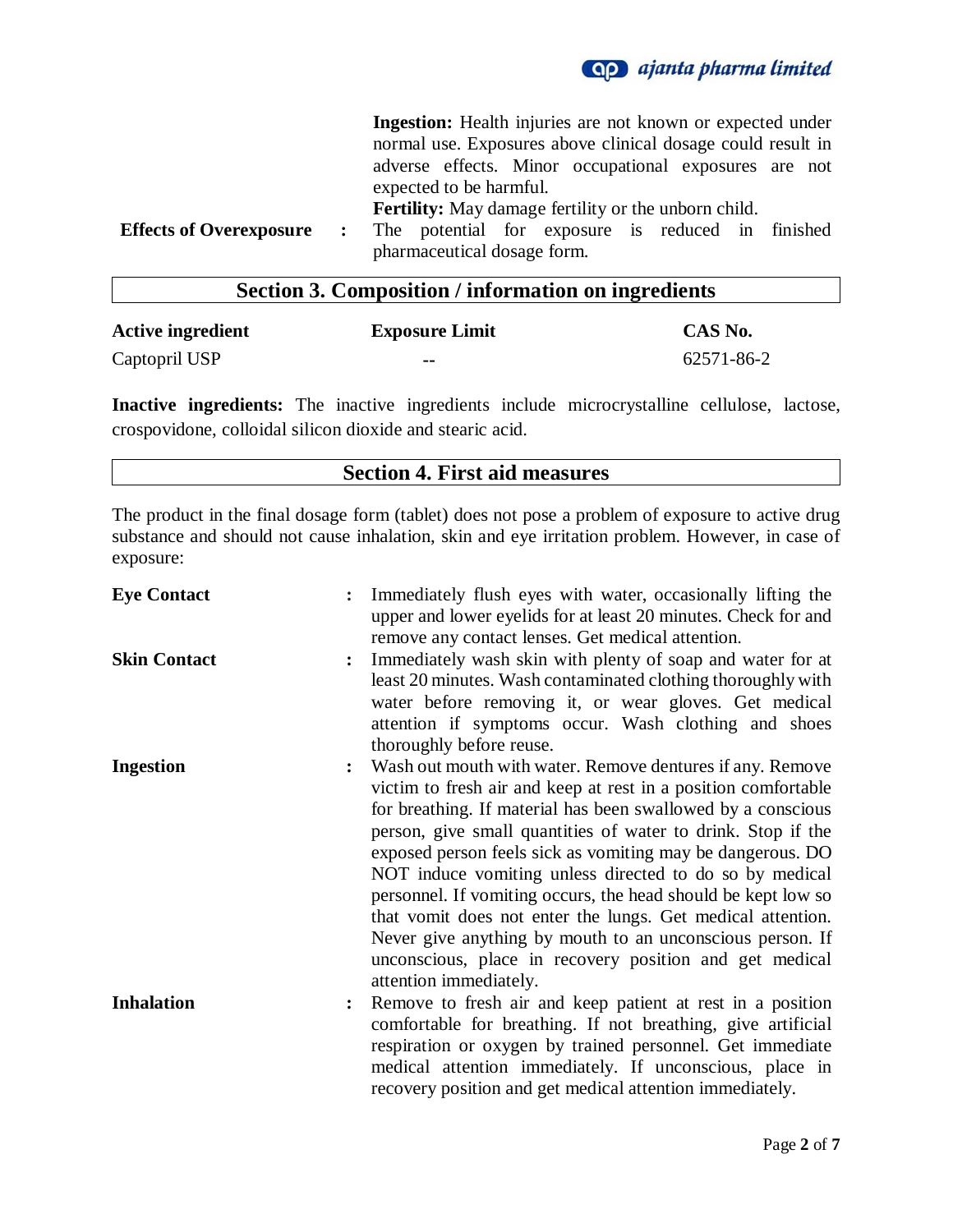**Ingestion:** Health injuries are not known or expected under normal use. Exposures above clinical dosage could result in adverse effects. Minor occupational exposures are not expected to be harmful.

**Fertility:** May damage fertility or the unborn child.

**Effects of Overexposure** : The potential for exposure is reduced in finished pharmaceutical dosage form.

## Section 3. Composition / information on ingredients

| Active ingredient | Exposure Limit | CAS No. |
|---|---|---|
| Captopril USP | -- | 62571-86-2 |

**Inactive ingredients:** The inactive ingredients include microcrystalline cellulose, lactose, crospovidone, colloidal silicon dioxide and stearic acid.

## Section 4. First aid measures

The product in the final dosage form (tablet) does not pose a problem of exposure to active drug substance and should not cause inhalation, skin and eye irritation problem. However, in case of exposure:

**Eye Contact** : Immediately flush eyes with water, occasionally lifting the upper and lower eyelids for at least 20 minutes. Check for and remove any contact lenses. Get medical attention.

**Skin Contact** : Immediately wash skin with plenty of soap and water for at least 20 minutes. Wash contaminated clothing thoroughly with water before removing it, or wear gloves. Get medical attention if symptoms occur. Wash clothing and shoes thoroughly before reuse.

**Ingestion** : Wash out mouth with water. Remove dentures if any. Remove victim to fresh air and keep at rest in a position comfortable for breathing. If material has been swallowed by a conscious person, give small quantities of water to drink. Stop if the exposed person feels sick as vomiting may be dangerous. DO NOT induce vomiting unless directed to do so by medical personnel. If vomiting occurs, the head should be kept low so that vomit does not enter the lungs. Get medical attention. Never give anything by mouth to an unconscious person. If unconscious, place in recovery position and get medical attention immediately.

**Inhalation** : Remove to fresh air and keep patient at rest in a position comfortable for breathing. If not breathing, give artificial respiration or oxygen by trained personnel. Get immediate medical attention immediately. If unconscious, place in recovery position and get medical attention immediately.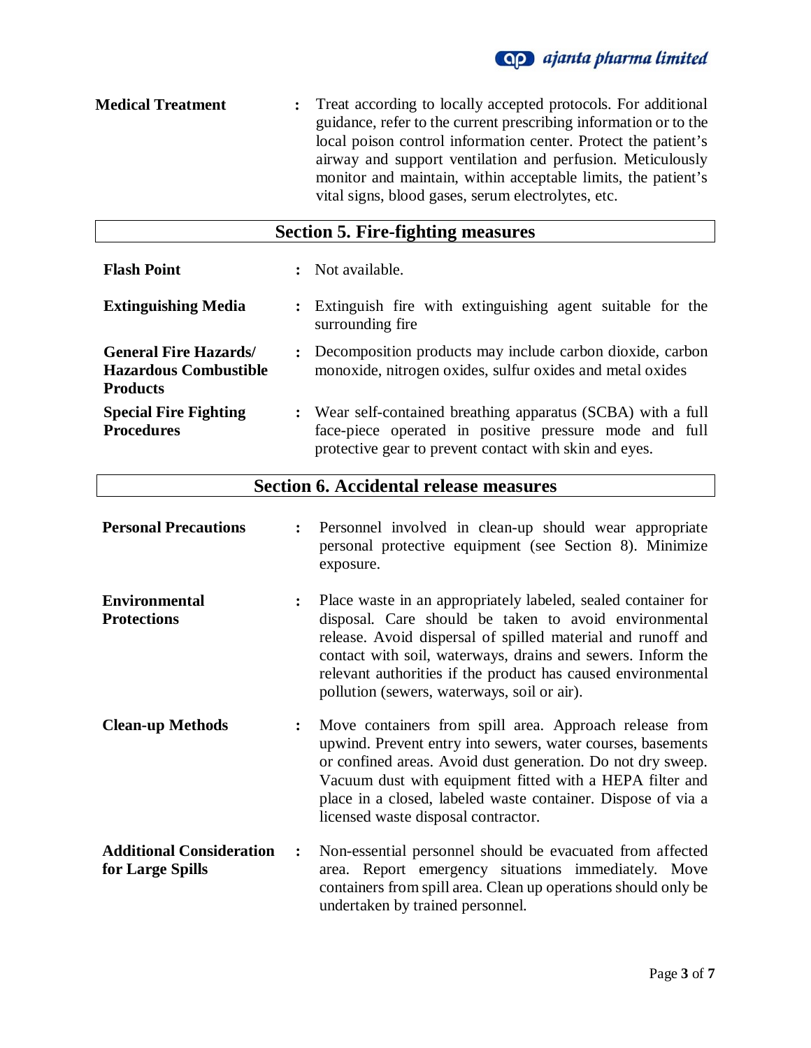**Medical Treatment** : Treat according to locally accepted protocols. For additional guidance, refer to the current prescribing information or to the local poison control information center. Protect the patient's airway and support ventilation and perfusion. Meticulously monitor and maintain, within acceptable limits, the patient's vital signs, blood gases, serum electrolytes, etc.

## Section 5. Fire-fighting measures

**Flash Point** : Not available.

**Extinguishing Media** : Extinguish fire with extinguishing agent suitable for the surrounding fire

**General Fire Hazards/ Hazardous Combustible Products** : Decomposition products may include carbon dioxide, carbon monoxide, nitrogen oxides, sulfur oxides and metal oxides

**Special Fire Fighting Procedures** : Wear self-contained breathing apparatus (SCBA) with a full face-piece operated in positive pressure mode and full protective gear to prevent contact with skin and eyes.

## Section 6. Accidental release measures

**Personal Precautions** : Personnel involved in clean-up should wear appropriate personal protective equipment (see Section 8). Minimize exposure.

**Environmental Protections** : Place waste in an appropriately labeled, sealed container for disposal. Care should be taken to avoid environmental release. Avoid dispersal of spilled material and runoff and contact with soil, waterways, drains and sewers. Inform the relevant authorities if the product has caused environmental pollution (sewers, waterways, soil or air).

**Clean-up Methods** : Move containers from spill area. Approach release from upwind. Prevent entry into sewers, water courses, basements or confined areas. Avoid dust generation. Do not dry sweep. Vacuum dust with equipment fitted with a HEPA filter and place in a closed, labeled waste container. Dispose of via a licensed waste disposal contractor.

**Additional Consideration for Large Spills** : Non-essential personnel should be evacuated from affected area. Report emergency situations immediately. Move containers from spill area. Clean up operations should only be undertaken by trained personnel.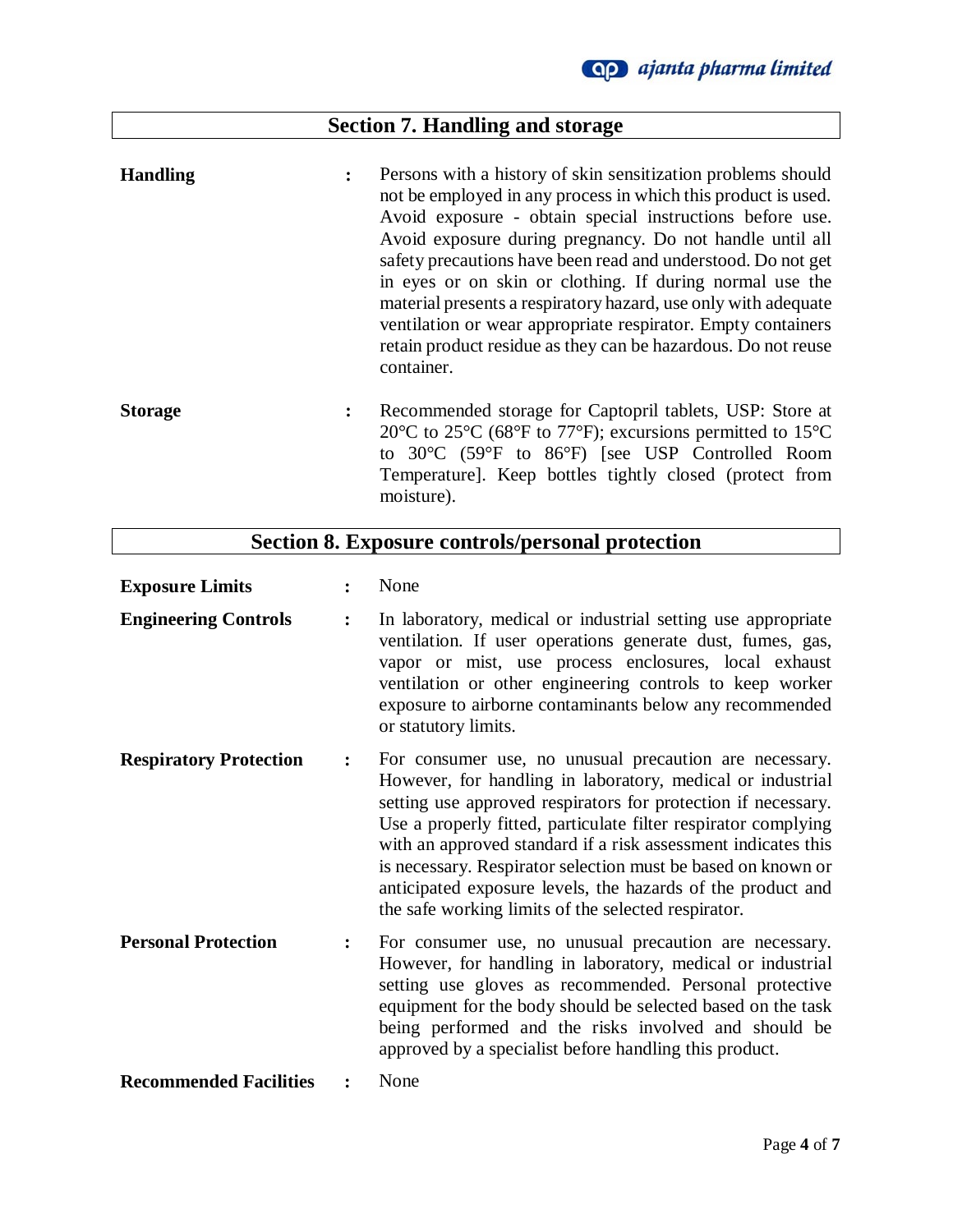## Section 7. Handling and storage

**Handling** : Persons with a history of skin sensitization problems should not be employed in any process in which this product is used. Avoid exposure - obtain special instructions before use. Avoid exposure during pregnancy. Do not handle until all safety precautions have been read and understood. Do not get in eyes or on skin or clothing. If during normal use the material presents a respiratory hazard, use only with adequate ventilation or wear appropriate respirator. Empty containers retain product residue as they can be hazardous. Do not reuse container.

**Storage** : Recommended storage for Captopril tablets, USP: Store at 20°C to 25°C (68°F to 77°F); excursions permitted to 15°C to 30°C (59°F to 86°F) [see USP Controlled Room Temperature]. Keep bottles tightly closed (protect from moisture).

## Section 8. Exposure controls/personal protection

**Exposure Limits** : None

**Engineering Controls** : In laboratory, medical or industrial setting use appropriate ventilation. If user operations generate dust, fumes, gas, vapor or mist, use process enclosures, local exhaust ventilation or other engineering controls to keep worker exposure to airborne contaminants below any recommended or statutory limits.

**Respiratory Protection** : For consumer use, no unusual precaution are necessary. However, for handling in laboratory, medical or industrial setting use approved respirators for protection if necessary. Use a properly fitted, particulate filter respirator complying with an approved standard if a risk assessment indicates this is necessary. Respirator selection must be based on known or anticipated exposure levels, the hazards of the product and the safe working limits of the selected respirator.

**Personal Protection** : For consumer use, no unusual precaution are necessary. However, for handling in laboratory, medical or industrial setting use gloves as recommended. Personal protective equipment for the body should be selected based on the task being performed and the risks involved and should be approved by a specialist before handling this product.

**Recommended Facilities** : None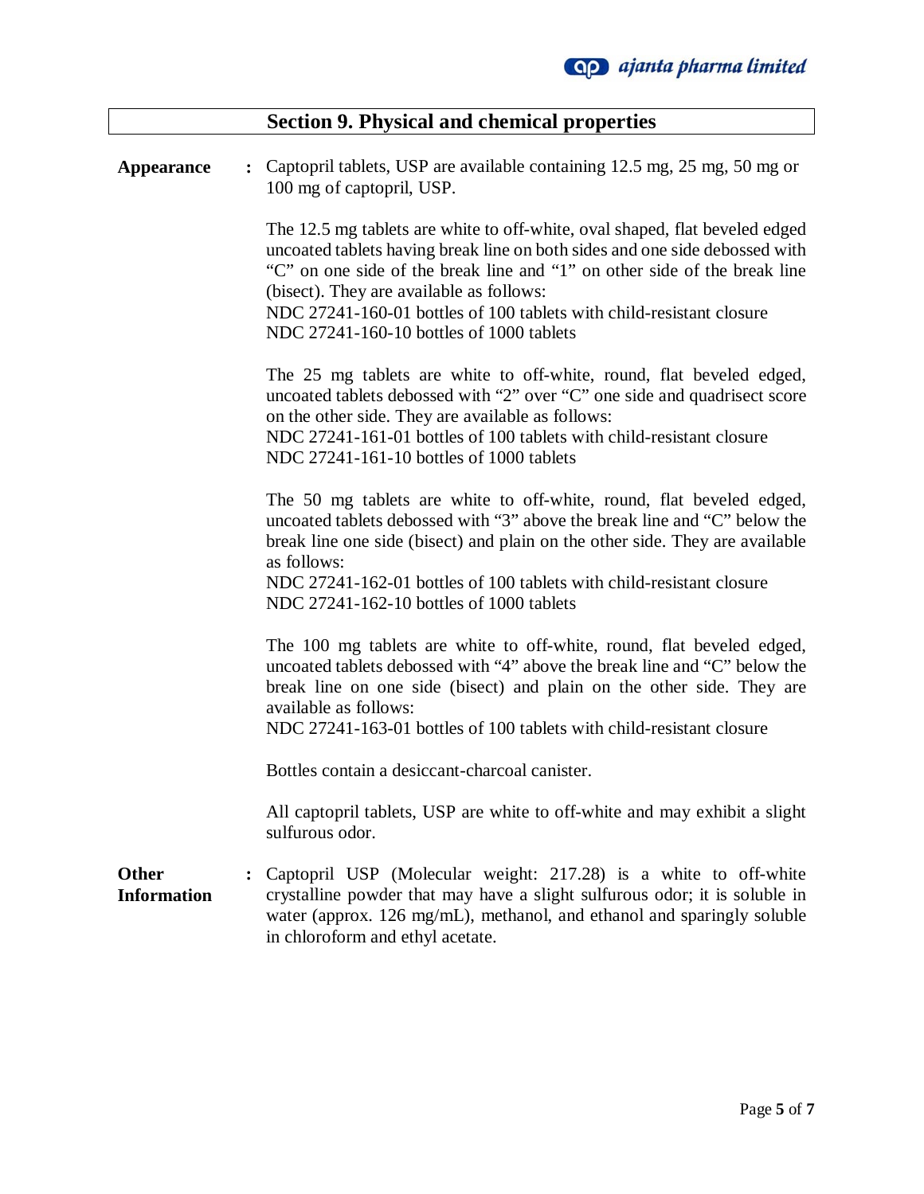## Section 9. Physical and chemical properties

**Appearance** : Captopril tablets, USP are available containing 12.5 mg, 25 mg, 50 mg or 100 mg of captopril, USP.

The 12.5 mg tablets are white to off-white, oval shaped, flat beveled edged uncoated tablets having break line on both sides and one side debossed with "C" on one side of the break line and "1" on other side of the break line (bisect). They are available as follows:
NDC 27241-160-01 bottles of 100 tablets with child-resistant closure
NDC 27241-160-10 bottles of 1000 tablets

The 25 mg tablets are white to off-white, round, flat beveled edged, uncoated tablets debossed with "2" over "C" one side and quadrisect score on the other side. They are available as follows:
NDC 27241-161-01 bottles of 100 tablets with child-resistant closure
NDC 27241-161-10 bottles of 1000 tablets

The 50 mg tablets are white to off-white, round, flat beveled edged, uncoated tablets debossed with "3" above the break line and "C" below the break line one side (bisect) and plain on the other side. They are available as follows:
NDC 27241-162-01 bottles of 100 tablets with child-resistant closure
NDC 27241-162-10 bottles of 1000 tablets

The 100 mg tablets are white to off-white, round, flat beveled edged, uncoated tablets debossed with "4" above the break line and "C" below the break line on one side (bisect) and plain on the other side. They are available as follows:
NDC 27241-163-01 bottles of 100 tablets with child-resistant closure

Bottles contain a desiccant-charcoal canister.

All captopril tablets, USP are white to off-white and may exhibit a slight sulfurous odor.

**Other Information** : Captopril USP (Molecular weight: 217.28) is a white to off-white crystalline powder that may have a slight sulfurous odor; it is soluble in water (approx. 126 mg/mL), methanol, and ethanol and sparingly soluble in chloroform and ethyl acetate.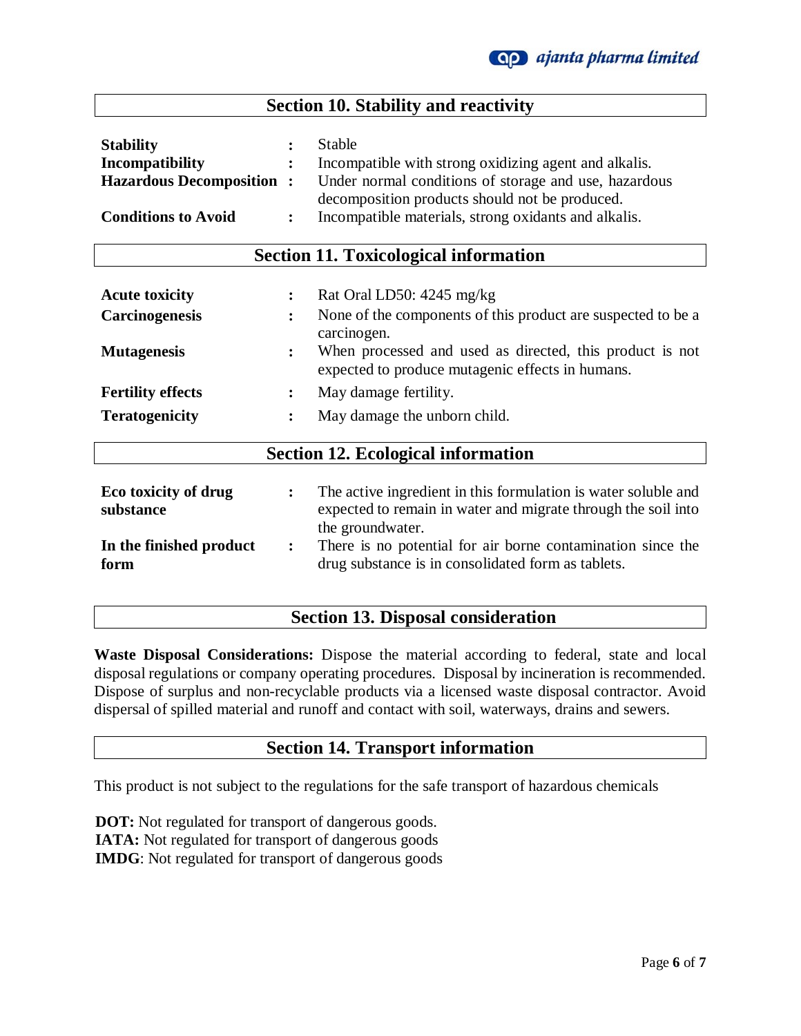## Section 10. Stability and reactivity

**Stability** : Stable

**Incompatibility** : Incompatible with strong oxidizing agent and alkalis.

**Hazardous Decomposition** : Under normal conditions of storage and use, hazardous decomposition products should not be produced.

**Conditions to Avoid** : Incompatible materials, strong oxidants and alkalis.

## Section 11. Toxicological information

**Acute toxicity** : Rat Oral LD50: 4245 mg/kg

**Carcinogenesis** : None of the components of this product are suspected to be a carcinogen.

**Mutagenesis** : When processed and used as directed, this product is not expected to produce mutagenic effects in humans.

**Fertility effects** : May damage fertility.

**Teratogenicity** : May damage the unborn child.

## Section 12. Ecological information

**Eco toxicity of drug substance** : The active ingredient in this formulation is water soluble and expected to remain in water and migrate through the soil into the groundwater.

**In the finished product form** : There is no potential for air borne contamination since the drug substance is in consolidated form as tablets.

## Section 13. Disposal consideration

**Waste Disposal Considerations:** Dispose the material according to federal, state and local disposal regulations or company operating procedures. Disposal by incineration is recommended. Dispose of surplus and non-recyclable products via a licensed waste disposal contractor. Avoid dispersal of spilled material and runoff and contact with soil, waterways, drains and sewers.

## Section 14. Transport information

This product is not subject to the regulations for the safe transport of hazardous chemicals

**DOT:** Not regulated for transport of dangerous goods.
**IATA:** Not regulated for transport of dangerous goods
**IMDG**: Not regulated for transport of dangerous goods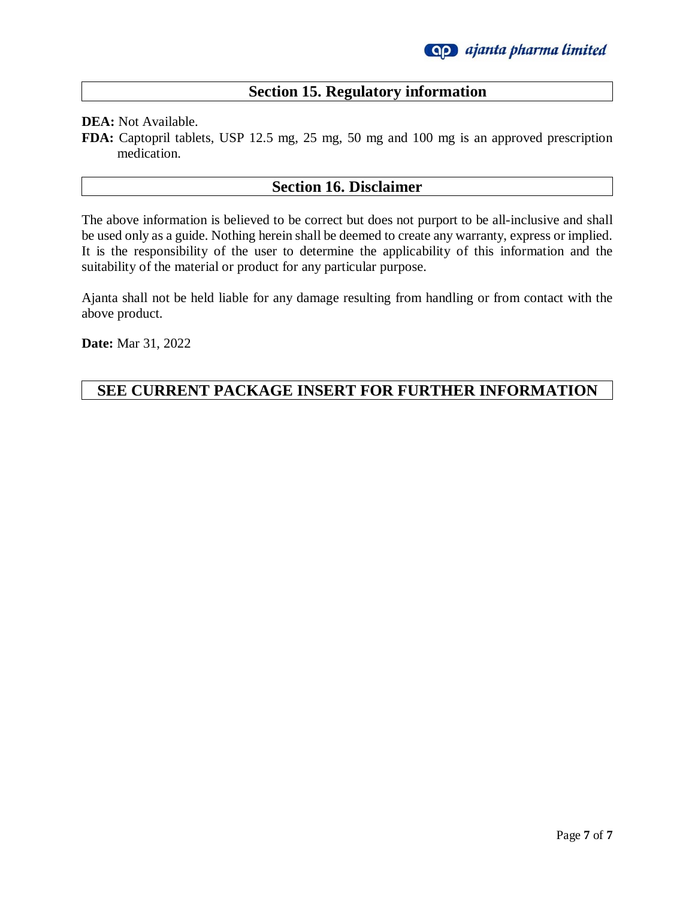## Section 15. Regulatory information

**DEA:** Not Available.

**FDA:** Captopril tablets, USP 12.5 mg, 25 mg, 50 mg and 100 mg is an approved prescription medication.

## Section 16. Disclaimer

The above information is believed to be correct but does not purport to be all-inclusive and shall be used only as a guide. Nothing herein shall be deemed to create any warranty, express or implied. It is the responsibility of the user to determine the applicability of this information and the suitability of the material or product for any particular purpose.

Ajanta shall not be held liable for any damage resulting from handling or from contact with the above product.

**Date:** Mar 31, 2022

## SEE CURRENT PACKAGE INSERT FOR FURTHER INFORMATION